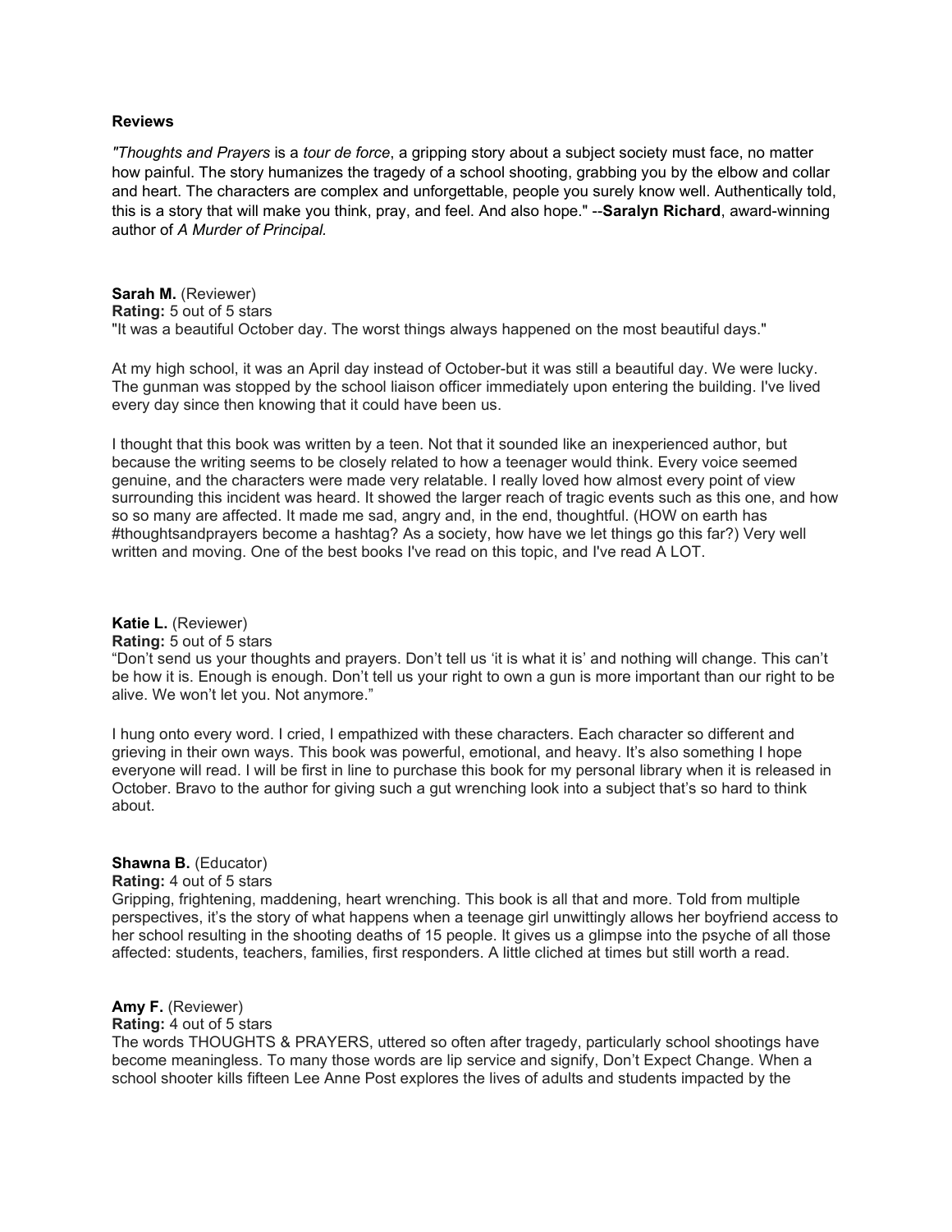**Reviews**

*"Thoughts and Prayers* is a *tour de force*, a gripping story about a subject society must face, no matter how painful. The story humanizes the tragedy of a school shooting, grabbing you by the elbow and collar and heart. The characters are complex and unforgettable, people you surely know well. Authentically told, this is a story that will make you think, pray, and feel. And also hope." --**Saralyn Richard**, award-winning author of *A Murder of Principal*.

**Sarah M.** (Reviewer)
**Rating:** 5 out of 5 stars
"It was a beautiful October day. The worst things always happened on the most beautiful days."

At my high school, it was an April day instead of October-but it was still a beautiful day. We were lucky. The gunman was stopped by the school liaison officer immediately upon entering the building. I've lived every day since then knowing that it could have been us.

I thought that this book was written by a teen. Not that it sounded like an inexperienced author, but because the writing seems to be closely related to how a teenager would think. Every voice seemed genuine, and the characters were made very relatable. I really loved how almost every point of view surrounding this incident was heard. It showed the larger reach of tragic events such as this one, and how so so many are affected. It made me sad, angry and, in the end, thoughtful. (HOW on earth has #thoughtsandprayers become a hashtag? As a society, how have we let things go this far?) Very well written and moving. One of the best books I've read on this topic, and I've read A LOT.

**Katie L.** (Reviewer)
**Rating:** 5 out of 5 stars
"Don't send us your thoughts and prayers. Don't tell us 'it is what it is' and nothing will change. This can't be how it is. Enough is enough. Don't tell us your right to own a gun is more important than our right to be alive. We won't let you. Not anymore."

I hung onto every word. I cried, I empathized with these characters. Each character so different and grieving in their own ways. This book was powerful, emotional, and heavy. It's also something I hope everyone will read. I will be first in line to purchase this book for my personal library when it is released in October. Bravo to the author for giving such a gut wrenching look into a subject that's so hard to think about.

**Shawna B.** (Educator)
**Rating:** 4 out of 5 stars
Gripping, frightening, maddening, heart wrenching. This book is all that and more. Told from multiple perspectives, it's the story of what happens when a teenage girl unwittingly allows her boyfriend access to her school resulting in the shooting deaths of 15 people. It gives us a glimpse into the psyche of all those affected: students, teachers, families, first responders. A little cliched at times but still worth a read.

**Amy F.** (Reviewer)
**Rating:** 4 out of 5 stars
The words THOUGHTS & PRAYERS, uttered so often after tragedy, particularly school shootings have become meaningless. To many those words are lip service and signify, Don't Expect Change. When a school shooter kills fifteen Lee Anne Post explores the lives of adults and students impacted by the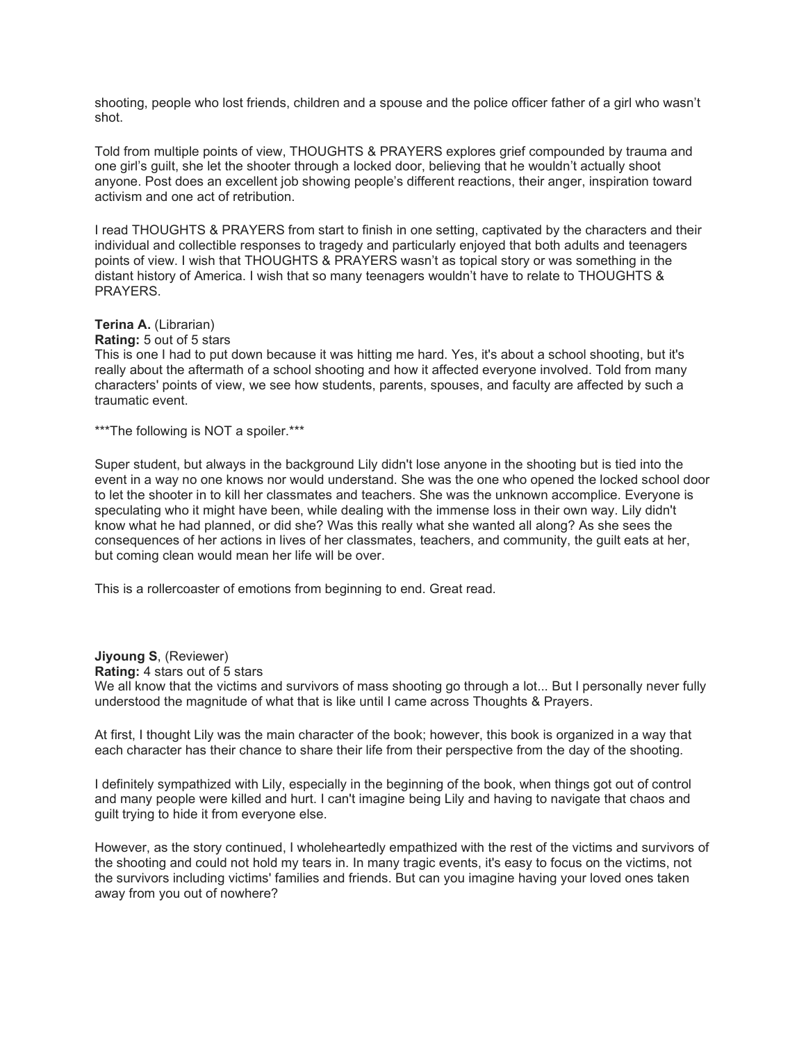shooting, people who lost friends, children and a spouse and the police officer father of a girl who wasn't shot.

Told from multiple points of view, THOUGHTS & PRAYERS explores grief compounded by trauma and one girl's guilt, she let the shooter through a locked door, believing that he wouldn't actually shoot anyone. Post does an excellent job showing people's different reactions, their anger, inspiration toward activism and one act of retribution.

I read THOUGHTS & PRAYERS from start to finish in one setting, captivated by the characters and their individual and collectible responses to tragedy and particularly enjoyed that both adults and teenagers points of view. I wish that THOUGHTS & PRAYERS wasn't as topical story or was something in the distant history of America. I wish that so many teenagers wouldn't have to relate to THOUGHTS & PRAYERS.

**Terina A.** (Librarian)
**Rating:** 5 out of 5 stars
This is one I had to put down because it was hitting me hard. Yes, it's about a school shooting, but it's really about the aftermath of a school shooting and how it affected everyone involved. Told from many characters' points of view, we see how students, parents, spouses, and faculty are affected by such a traumatic event.

***The following is NOT a spoiler.***

Super student, but always in the background Lily didn't lose anyone in the shooting but is tied into the event in a way no one knows nor would understand. She was the one who opened the locked school door to let the shooter in to kill her classmates and teachers. She was the unknown accomplice. Everyone is speculating who it might have been, while dealing with the immense loss in their own way. Lily didn't know what he had planned, or did she? Was this really what she wanted all along? As she sees the consequences of her actions in lives of her classmates, teachers, and community, the guilt eats at her, but coming clean would mean her life will be over.

This is a rollercoaster of emotions from beginning to end. Great read.

**Jiyoung S**, (Reviewer)
**Rating:** 4 stars out of 5 stars
We all know that the victims and survivors of mass shooting go through a lot... But I personally never fully understood the magnitude of what that is like until I came across Thoughts & Prayers.

At first, I thought Lily was the main character of the book; however, this book is organized in a way that each character has their chance to share their life from their perspective from the day of the shooting.

I definitely sympathized with Lily, especially in the beginning of the book, when things got out of control and many people were killed and hurt. I can't imagine being Lily and having to navigate that chaos and guilt trying to hide it from everyone else.

However, as the story continued, I wholeheartedly empathized with the rest of the victims and survivors of the shooting and could not hold my tears in. In many tragic events, it's easy to focus on the victims, not the survivors including victims' families and friends. But can you imagine having your loved ones taken away from you out of nowhere?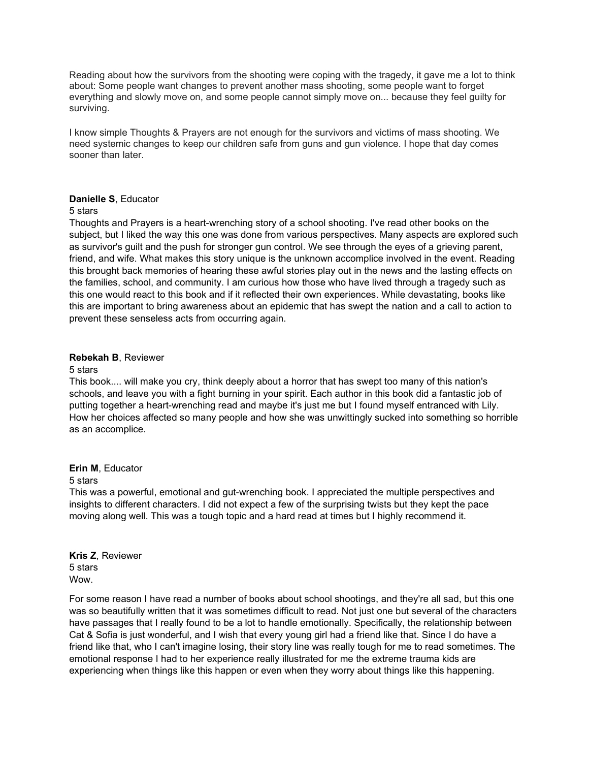Reading about how the survivors from the shooting were coping with the tragedy, it gave me a lot to think about: Some people want changes to prevent another mass shooting, some people want to forget everything and slowly move on, and some people cannot simply move on... because they feel guilty for surviving.

I know simple Thoughts & Prayers are not enough for the survivors and victims of mass shooting. We need systemic changes to keep our children safe from guns and gun violence. I hope that day comes sooner than later.

**Danielle S**, Educator
5 stars
Thoughts and Prayers is a heart-wrenching story of a school shooting. I've read other books on the subject, but I liked the way this one was done from various perspectives. Many aspects are explored such as survivor's guilt and the push for stronger gun control. We see through the eyes of a grieving parent, friend, and wife. What makes this story unique is the unknown accomplice involved in the event. Reading this brought back memories of hearing these awful stories play out in the news and the lasting effects on the families, school, and community. I am curious how those who have lived through a tragedy such as this one would react to this book and if it reflected their own experiences. While devastating, books like this are important to bring awareness about an epidemic that has swept the nation and a call to action to prevent these senseless acts from occurring again.

**Rebekah B**, Reviewer
5 stars
This book.... will make you cry, think deeply about a horror that has swept too many of this nation's schools, and leave you with a fight burning in your spirit. Each author in this book did a fantastic job of putting together a heart-wrenching read and maybe it's just me but I found myself entranced with Lily. How her choices affected so many people and how she was unwittingly sucked into something so horrible as an accomplice.

**Erin M**, Educator
5 stars
This was a powerful, emotional and gut-wrenching book. I appreciated the multiple perspectives and insights to different characters. I did not expect a few of the surprising twists but they kept the pace moving along well. This was a tough topic and a hard read at times but I highly recommend it.

**Kris Z**, Reviewer
5 stars
Wow.

For some reason I have read a number of books about school shootings, and they're all sad, but this one was so beautifully written that it was sometimes difficult to read. Not just one but several of the characters have passages that I really found to be a lot to handle emotionally. Specifically, the relationship between Cat & Sofia is just wonderful, and I wish that every young girl had a friend like that. Since I do have a friend like that, who I can't imagine losing, their story line was really tough for me to read sometimes. The emotional response I had to her experience really illustrated for me the extreme trauma kids are experiencing when things like this happen or even when they worry about things like this happening.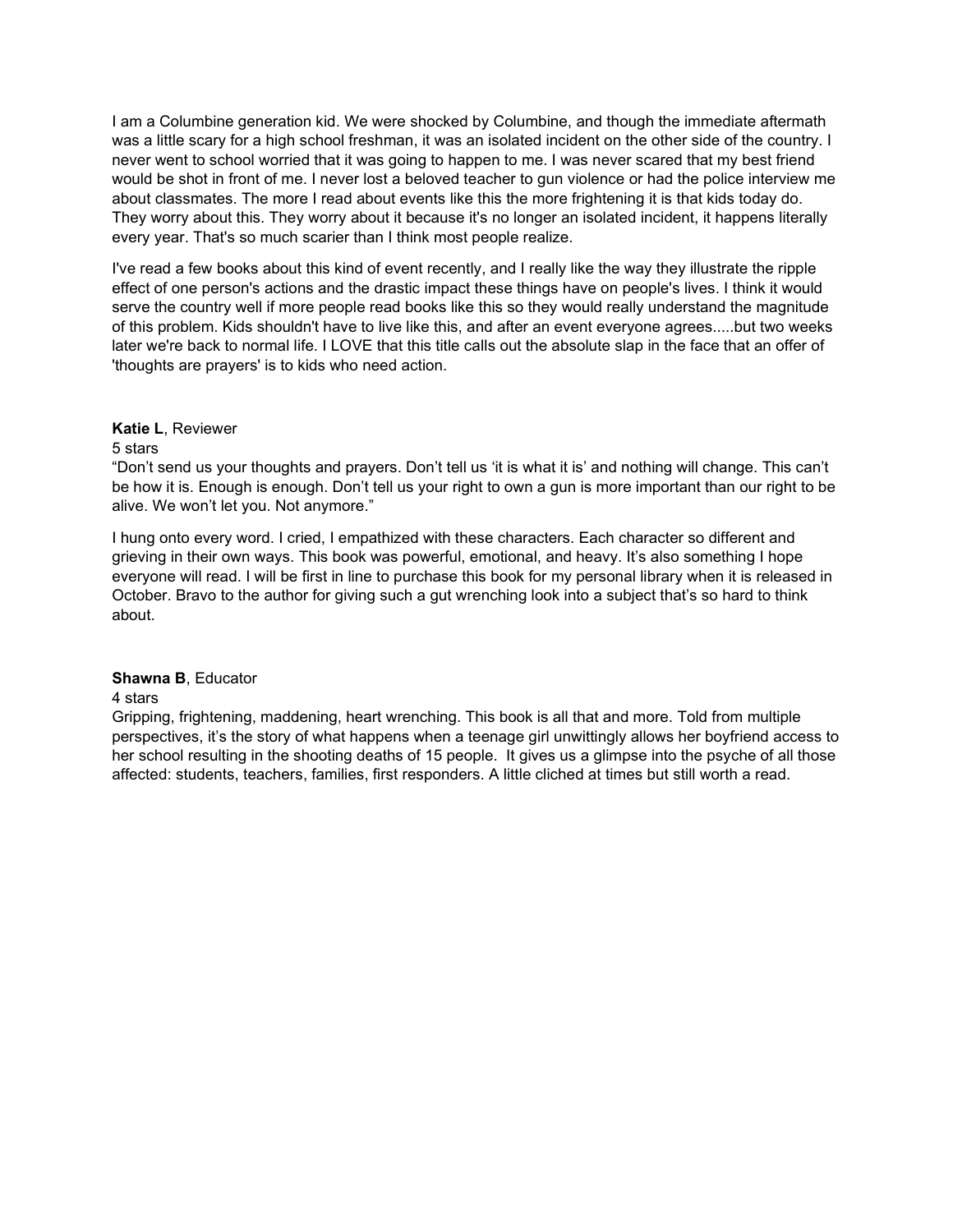I am a Columbine generation kid. We were shocked by Columbine, and though the immediate aftermath was a little scary for a high school freshman, it was an isolated incident on the other side of the country. I never went to school worried that it was going to happen to me. I was never scared that my best friend would be shot in front of me. I never lost a beloved teacher to gun violence or had the police interview me about classmates. The more I read about events like this the more frightening it is that kids today do. They worry about this. They worry about it because it's no longer an isolated incident, it happens literally every year. That's so much scarier than I think most people realize.

I've read a few books about this kind of event recently, and I really like the way they illustrate the ripple effect of one person's actions and the drastic impact these things have on people's lives. I think it would serve the country well if more people read books like this so they would really understand the magnitude of this problem. Kids shouldn't have to live like this, and after an event everyone agrees.....but two weeks later we're back to normal life. I LOVE that this title calls out the absolute slap in the face that an offer of 'thoughts are prayers' is to kids who need action.

**Katie L**, Reviewer
5 stars
"Don't send us your thoughts and prayers. Don't tell us 'it is what it is' and nothing will change. This can't be how it is. Enough is enough. Don't tell us your right to own a gun is more important than our right to be alive. We won't let you. Not anymore."

I hung onto every word. I cried, I empathized with these characters. Each character so different and grieving in their own ways. This book was powerful, emotional, and heavy. It's also something I hope everyone will read. I will be first in line to purchase this book for my personal library when it is released in October. Bravo to the author for giving such a gut wrenching look into a subject that's so hard to think about.

**Shawna B**, Educator
4 stars
Gripping, frightening, maddening, heart wrenching. This book is all that and more. Told from multiple perspectives, it's the story of what happens when a teenage girl unwittingly allows her boyfriend access to her school resulting in the shooting deaths of 15 people. It gives us a glimpse into the psyche of all those affected: students, teachers, families, first responders. A little cliched at times but still worth a read.